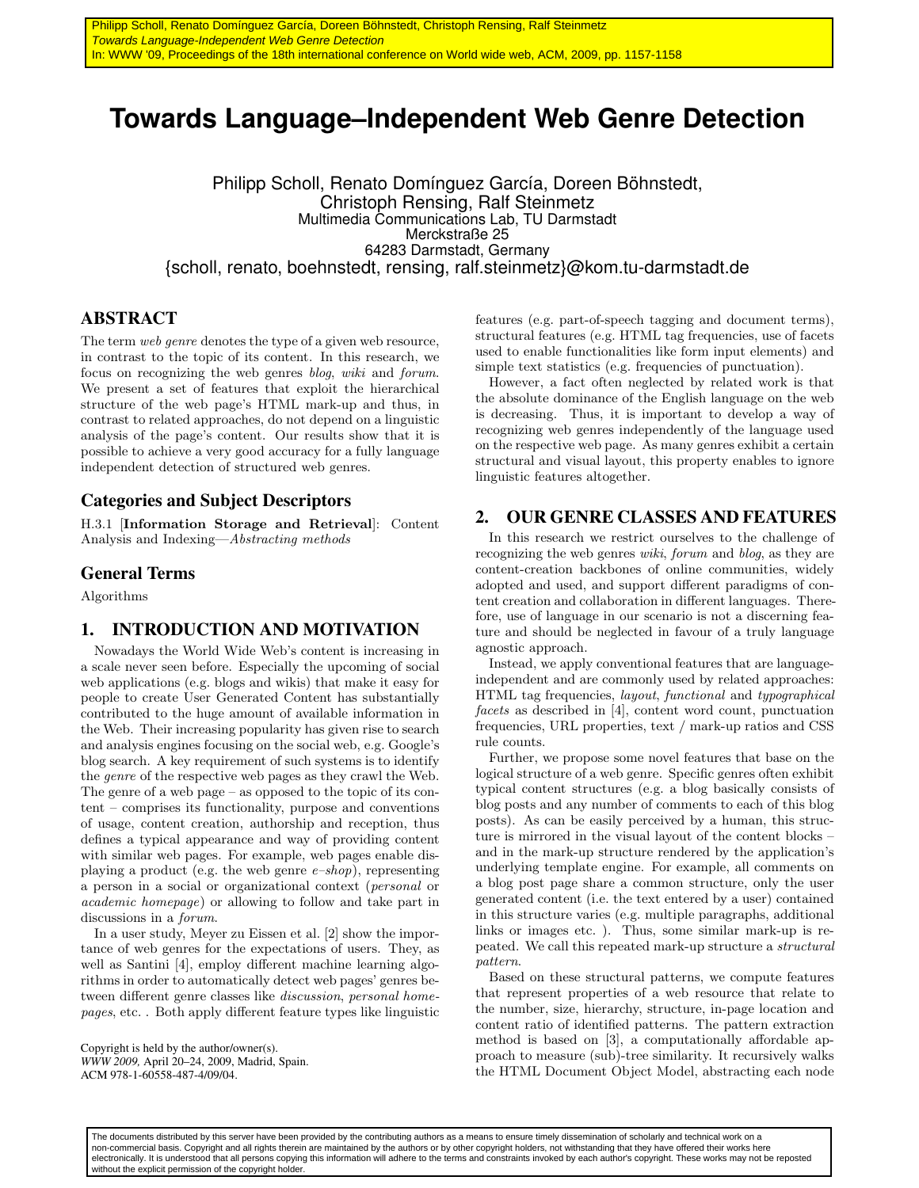Philipp Scholl, Renato Domínguez García, Doreen Böhnstedt, Christoph Rensing, Ralf Steinmetz
*Towards Language-Independent Web Genre Detection*
In: WWW '09, Proceedings of the 18th international conference on World wide web, ACM, 2009, pp. 1157-1158

# Towards Language–Independent Web Genre Detection

Philipp Scholl, Renato Domínguez García, Doreen Böhnstedt, Christoph Rensing, Ralf Steinmetz
Multimedia Communications Lab, TU Darmstadt
Merckstraße 25
64283 Darmstadt, Germany
{scholl, renato, boehnstedt, rensing, ralf.steinmetz}@kom.tu-darmstadt.de

## ABSTRACT

The term *web genre* denotes the type of a given web resource, in contrast to the topic of its content. In this research, we focus on recognizing the web genres *blog*, *wiki* and *forum*. We present a set of features that exploit the hierarchical structure of the web page's HTML mark-up and thus, in contrast to related approaches, do not depend on a linguistic analysis of the page's content. Our results show that it is possible to achieve a very good accuracy for a fully language independent detection of structured web genres.

## Categories and Subject Descriptors

H.3.1 [**Information Storage and Retrieval**]: Content Analysis and Indexing—*Abstracting methods*

## General Terms

Algorithms

## 1. INTRODUCTION AND MOTIVATION

Nowadays the World Wide Web's content is increasing in a scale never seen before. Especially the upcoming of social web applications (e.g. blogs and wikis) that make it easy for people to create User Generated Content has substantially contributed to the huge amount of available information in the Web. Their increasing popularity has given rise to search and analysis engines focusing on the social web, e.g. Google's blog search. A key requirement of such systems is to identify the *genre* of the respective web pages as they crawl the Web. The genre of a web page – as opposed to the topic of its content – comprises its functionality, purpose and conventions of usage, content creation, authorship and reception, thus defines a typical appearance and way of providing content with similar web pages. For example, web pages enable displaying a product (e.g. the web genre *e–shop*), representing a person in a social or organizational context (*personal* or *academic homepage*) or allowing to follow and take part in discussions in a *forum*.

In a user study, Meyer zu Eissen et al. [2] show the importance of web genres for the expectations of users. They, as well as Santini [4], employ different machine learning algorithms in order to automatically detect web pages' genres between different genre classes like *discussion*, *personal homepages*, etc. . Both apply different feature types like linguistic features (e.g. part-of-speech tagging and document terms), structural features (e.g. HTML tag frequencies, use of facets used to enable functionalities like form input elements) and simple text statistics (e.g. frequencies of punctuation).

However, a fact often neglected by related work is that the absolute dominance of the English language on the web is decreasing. Thus, it is important to develop a way of recognizing web genres independently of the language used on the respective web page. As many genres exhibit a certain structural and visual layout, this property enables to ignore linguistic features altogether.

## 2. OUR GENRE CLASSES AND FEATURES

In this research we restrict ourselves to the challenge of recognizing the web genres *wiki*, *forum* and *blog*, as they are content-creation backbones of online communities, widely adopted and used, and support different paradigms of content creation and collaboration in different languages. Therefore, use of language in our scenario is not a discerning feature and should be neglected in favour of a truly language agnostic approach.

Instead, we apply conventional features that are language-independent and are commonly used by related approaches: HTML tag frequencies, *layout*, *functional* and *typographical facets* as described in [4], content word count, punctuation frequencies, URL properties, text / mark-up ratios and CSS rule counts.

Further, we propose some novel features that base on the logical structure of a web genre. Specific genres often exhibit typical content structures (e.g. a blog basically consists of blog posts and any number of comments to each of this blog posts). As can be easily perceived by a human, this structure is mirrored in the visual layout of the content blocks – and in the mark-up structure rendered by the application's underlying template engine. For example, all comments on a blog post page share a common structure, only the user generated content (i.e. the text entered by a user) contained in this structure varies (e.g. multiple paragraphs, additional links or images etc. ). Thus, some similar mark-up is repeated. We call this repeated mark-up structure a *structural pattern*.

Based on these structural patterns, we compute features that represent properties of a web resource that relate to the number, size, hierarchy, structure, in-page location and content ratio of identified patterns. The pattern extraction method is based on [3], a computationally affordable approach to measure (sub)-tree similarity. It recursively walks the HTML Document Object Model, abstracting each node

Copyright is held by the author/owner(s).
*WWW 2009,* April 20–24, 2009, Madrid, Spain.
ACM 978-1-60558-487-4/09/04.

The documents distributed by this server have been provided by the contributing authors as a means to ensure timely dissemination of scholarly and technical work on a non-commercial basis. Copyright and all rights therein are maintained by the authors or by other copyright holders, not withstanding that they have offered their works here electronically. It is understood that all persons copying this information will adhere to the terms and constraints invoked by each author's copyright. These works may not be reposted without the explicit permission of the copyright holder.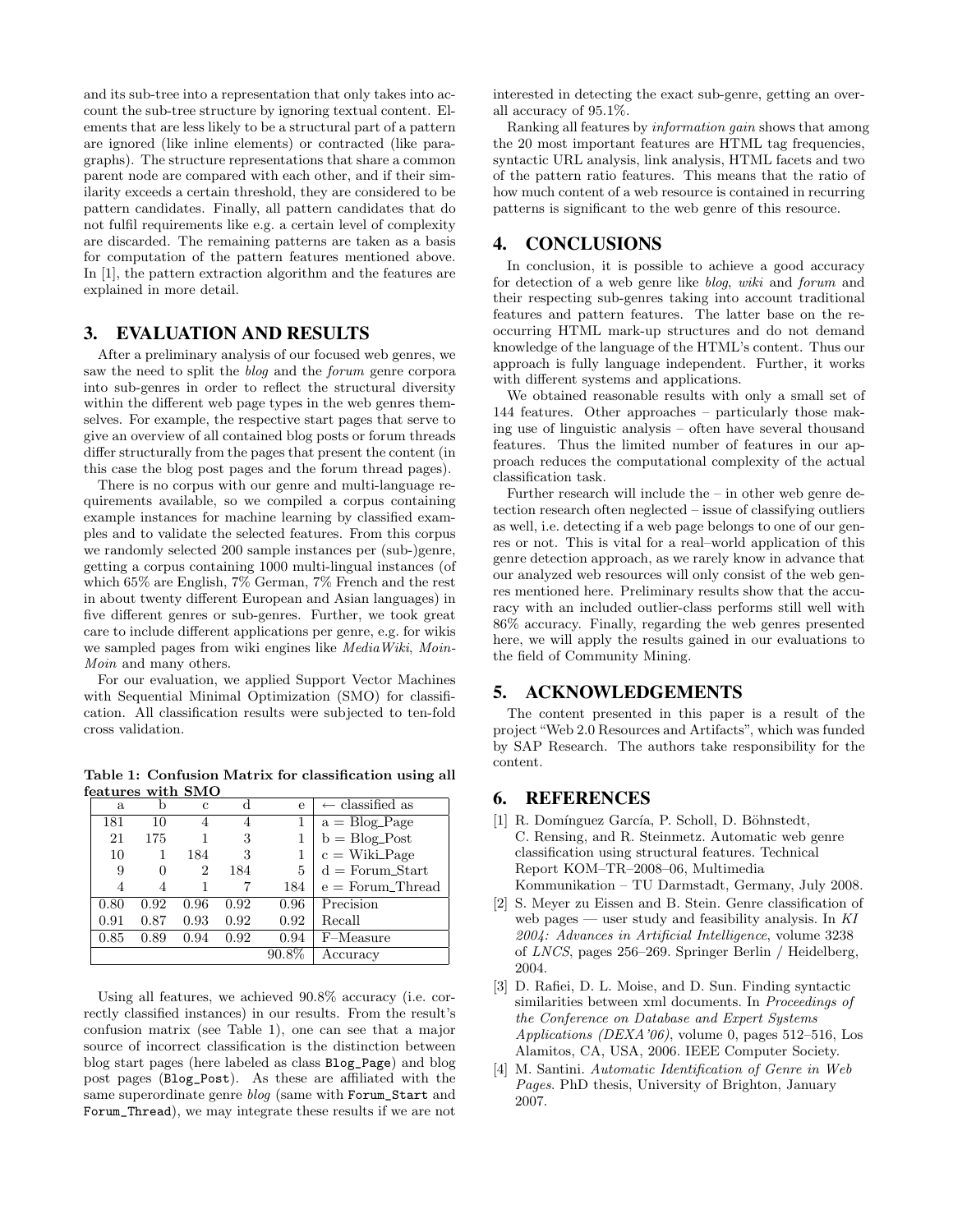and its sub-tree into a representation that only takes into account the sub-tree structure by ignoring textual content. Elements that are less likely to be a structural part of a pattern are ignored (like inline elements) or contracted (like paragraphs). The structure representations that share a common parent node are compared with each other, and if their similarity exceeds a certain threshold, they are considered to be pattern candidates. Finally, all pattern candidates that do not fulfil requirements like e.g. a certain level of complexity are discarded. The remaining patterns are taken as a basis for computation of the pattern features mentioned above. In [1], the pattern extraction algorithm and the features are explained in more detail.

## 3. EVALUATION AND RESULTS

After a preliminary analysis of our focused web genres, we saw the need to split the *blog* and the *forum* genre corpora into sub-genres in order to reflect the structural diversity within the different web page types in the web genres themselves. For example, the respective start pages that serve to give an overview of all contained blog posts or forum threads differ structurally from the pages that present the content (in this case the blog post pages and the forum thread pages).

There is no corpus with our genre and multi-language requirements available, so we compiled a corpus containing example instances for machine learning by classified examples and to validate the selected features. From this corpus we randomly selected 200 sample instances per (sub-)genre, getting a corpus containing 1000 multi-lingual instances (of which 65% are English, 7% German, 7% French and the rest in about twenty different European and Asian languages) in five different genres or sub-genres. Further, we took great care to include different applications per genre, e.g. for wikis we sampled pages from wiki engines like *MediaWiki*, *MoinMoin* and many others.

For our evaluation, we applied Support Vector Machines with Sequential Minimal Optimization (SMO) for classification. All classification results were subjected to ten-fold cross validation.

**Table 1: Confusion Matrix for classification using all features with SMO**

| a | b | c | d | e | ← classified as |
|---|---|---|---|---|---|
| 181 | 10 | 4 | 4 | 1 | a = Blog_Page |
| 21 | 175 | 1 | 3 | 1 | b = Blog_Post |
| 10 | 1 | 184 | 3 | 1 | c = Wiki_Page |
| 9 | 0 | 2 | 184 | 5 | d = Forum_Start |
| 4 | 4 | 1 | 7 | 184 | e = Forum_Thread |
| 0.80 | 0.92 | 0.96 | 0.92 | 0.96 | Precision |
| 0.91 | 0.87 | 0.93 | 0.92 | 0.92 | Recall |
| 0.85 | 0.89 | 0.94 | 0.92 | 0.94 | F–Measure |
| | | | | 90.8% | Accuracy |

Using all features, we achieved 90.8% accuracy (i.e. correctly classified instances) in our results. From the result's confusion matrix (see Table 1), one can see that a major source of incorrect classification is the distinction between blog start pages (here labeled as class `Blog_Page`) and blog post pages (`Blog_Post`). As these are affiliated with the same superordinate genre *blog* (same with `Forum_Start` and `Forum_Thread`), we may integrate these results if we are not interested in detecting the exact sub-genre, getting an overall accuracy of 95.1%.

Ranking all features by *information gain* shows that among the 20 most important features are HTML tag frequencies, syntactic URL analysis, link analysis, HTML facets and two of the pattern ratio features. This means that the ratio of how much content of a web resource is contained in recurring patterns is significant to the web genre of this resource.

## 4. CONCLUSIONS

In conclusion, it is possible to achieve a good accuracy for detection of a web genre like *blog*, *wiki* and *forum* and their respecting sub-genres taking into account traditional features and pattern features. The latter base on the reoccurring HTML mark-up structures and do not demand knowledge of the language of the HTML's content. Thus our approach is fully language independent. Further, it works with different systems and applications.

We obtained reasonable results with only a small set of 144 features. Other approaches – particularly those making use of linguistic analysis – often have several thousand features. Thus the limited number of features in our approach reduces the computational complexity of the actual classification task.

Further research will include the – in other web genre detection research often neglected – issue of classifying outliers as well, i.e. detecting if a web page belongs to one of our genres or not. This is vital for a real–world application of this genre detection approach, as we rarely know in advance that our analyzed web resources will only consist of the web genres mentioned here. Preliminary results show that the accuracy with an included outlier-class performs still well with 86% accuracy. Finally, regarding the web genres presented here, we will apply the results gained in our evaluations to the field of Community Mining.

## 5. ACKNOWLEDGEMENTS

The content presented in this paper is a result of the project "Web 2.0 Resources and Artifacts", which was funded by SAP Research. The authors take responsibility for the content.

## 6. REFERENCES

[1] R. Domínguez García, P. Scholl, D. Böhnstedt, C. Rensing, and R. Steinmetz. Automatic web genre classification using structural features. Technical Report KOM–TR–2008–06, Multimedia Kommunikation – TU Darmstadt, Germany, July 2008.

[2] S. Meyer zu Eissen and B. Stein. Genre classification of web pages — user study and feasibility analysis. In *KI 2004: Advances in Artificial Intelligence*, volume 3238 of *LNCS*, pages 256–269. Springer Berlin / Heidelberg, 2004.

[3] D. Rafiei, D. L. Moise, and D. Sun. Finding syntactic similarities between xml documents. In *Proceedings of the Conference on Database and Expert Systems Applications (DEXA'06)*, volume 0, pages 512–516, Los Alamitos, CA, USA, 2006. IEEE Computer Society.

[4] M. Santini. *Automatic Identification of Genre in Web Pages*. PhD thesis, University of Brighton, January 2007.